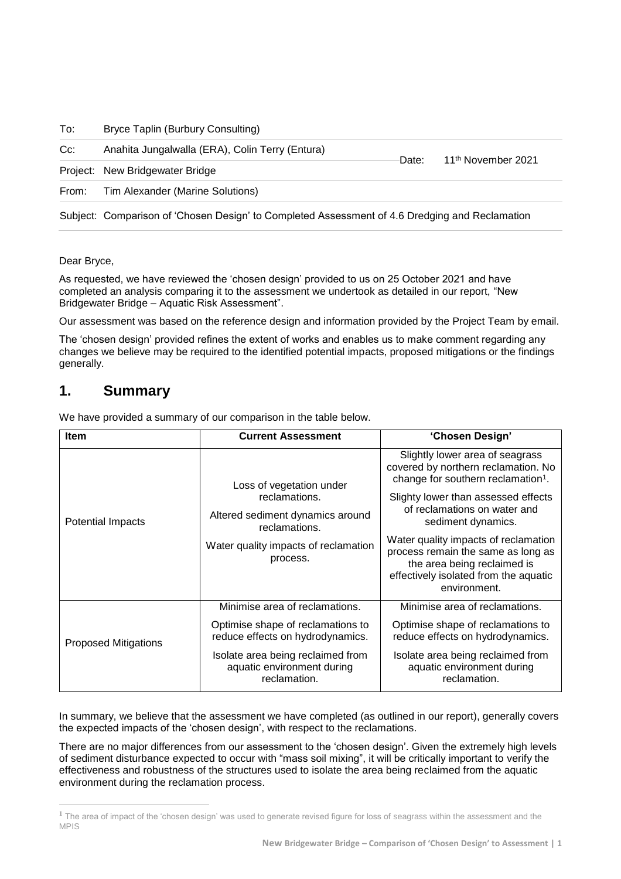| To: | Bryce Taplin (Burbury Consulting) | | |
|---|---|---|---|
| Cc: | Anahita Jungalwalla (ERA), Colin Terry (Entura) | Date: | 11th November 2021 |
| Project: | New Bridgewater Bridge | | |
| From: | Tim Alexander (Marine Solutions) | | |
| Subject: | Comparison of 'Chosen Design' to Completed Assessment of 4.6 Dredging and Reclamation | | |

Dear Bryce,

As requested, we have reviewed the 'chosen design' provided to us on 25 October 2021 and have completed an analysis comparing it to the assessment we undertook as detailed in our report, "New Bridgewater Bridge – Aquatic Risk Assessment".

Our assessment was based on the reference design and information provided by the Project Team by email.

The 'chosen design' provided refines the extent of works and enables us to make comment regarding any changes we believe may be required to the identified potential impacts, proposed mitigations or the findings generally.

## 1. Summary

We have provided a summary of our comparison in the table below.

| Item | Current Assessment | 'Chosen Design' |
|---|---|---|
| Potential Impacts | Loss of vegetation under reclamations.<br><br>Altered sediment dynamics around reclamations.<br><br>Water quality impacts of reclamation process. | Slightly lower area of seagrass covered by northern reclamation. No change for southern reclamation[1].<br><br>Slighty lower than assessed effects of reclamations on water and sediment dynamics.<br><br>Water quality impacts of reclamation process remain the same as long as the area being reclaimed is effectively isolated from the aquatic environment. |
| Proposed Mitigations | Minimise area of reclamations.<br><br>Optimise shape of reclamations to reduce effects on hydrodynamics.<br><br>Isolate area being reclaimed from aquatic environment during reclamation. | Minimise area of reclamations.<br><br>Optimise shape of reclamations to reduce effects on hydrodynamics.<br><br>Isolate area being reclaimed from aquatic environment during reclamation. |

In summary, we believe that the assessment we have completed (as outlined in our report), generally covers the expected impacts of the 'chosen design', with respect to the reclamations.

There are no major differences from our assessment to the 'chosen design'. Given the extremely high levels of sediment disturbance expected to occur with "mass soil mixing", it will be critically important to verify the effectiveness and robustness of the structures used to isolate the area being reclaimed from the aquatic environment during the reclamation process.

[1] The area of impact of the 'chosen design' was used to generate revised figure for loss of seagrass within the assessment and the MPIS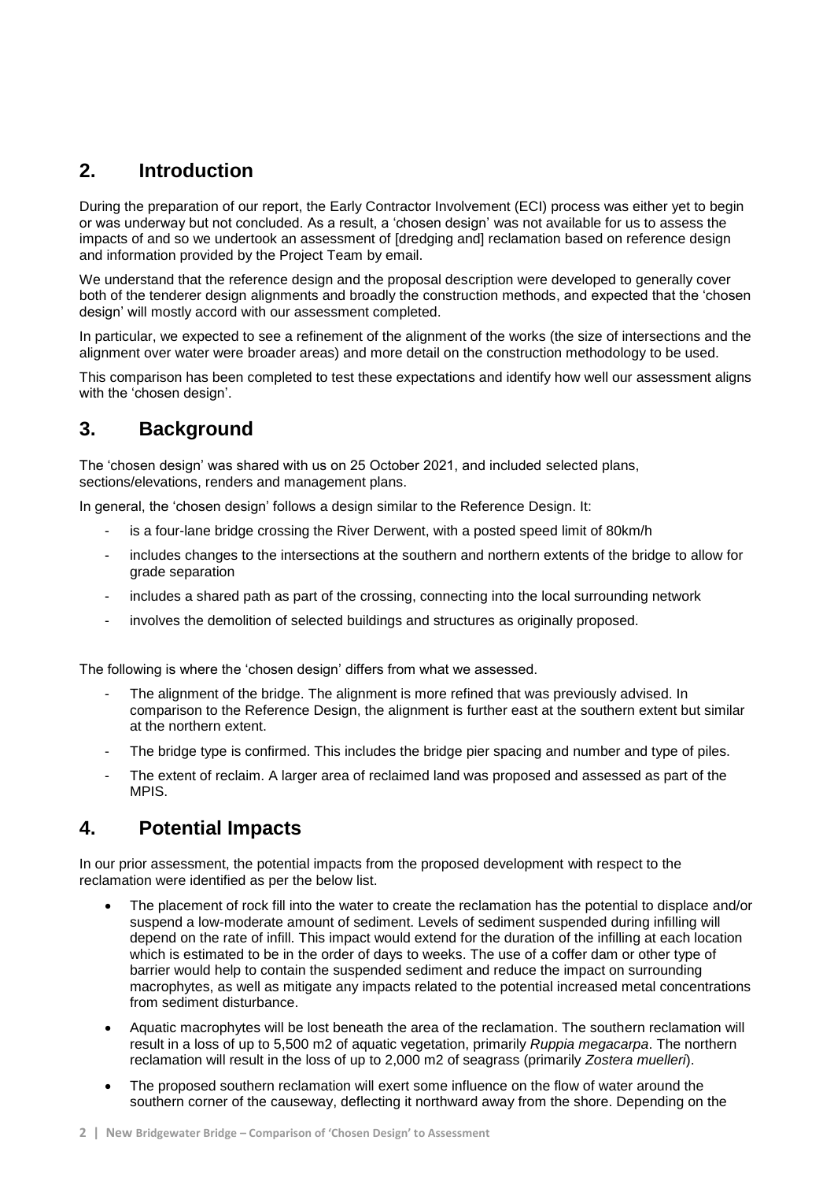## 2. Introduction

During the preparation of our report, the Early Contractor Involvement (ECI) process was either yet to begin or was underway but not concluded. As a result, a 'chosen design' was not available for us to assess the impacts of and so we undertook an assessment of [dredging and] reclamation based on reference design and information provided by the Project Team by email.

We understand that the reference design and the proposal description were developed to generally cover both of the tenderer design alignments and broadly the construction methods, and expected that the 'chosen design' will mostly accord with our assessment completed.

In particular, we expected to see a refinement of the alignment of the works (the size of intersections and the alignment over water were broader areas) and more detail on the construction methodology to be used.

This comparison has been completed to test these expectations and identify how well our assessment aligns with the 'chosen design'.

## 3. Background

The 'chosen design' was shared with us on 25 October 2021, and included selected plans, sections/elevations, renders and management plans.

In general, the 'chosen design' follows a design similar to the Reference Design. It:

- is a four-lane bridge crossing the River Derwent, with a posted speed limit of 80km/h
- includes changes to the intersections at the southern and northern extents of the bridge to allow for grade separation
- includes a shared path as part of the crossing, connecting into the local surrounding network
- involves the demolition of selected buildings and structures as originally proposed.

The following is where the 'chosen design' differs from what we assessed.

- The alignment of the bridge. The alignment is more refined that was previously advised. In comparison to the Reference Design, the alignment is further east at the southern extent but similar at the northern extent.
- The bridge type is confirmed. This includes the bridge pier spacing and number and type of piles.
- The extent of reclaim. A larger area of reclaimed land was proposed and assessed as part of the MPIS.

## 4. Potential Impacts

In our prior assessment, the potential impacts from the proposed development with respect to the reclamation were identified as per the below list.

- The placement of rock fill into the water to create the reclamation has the potential to displace and/or suspend a low-moderate amount of sediment. Levels of sediment suspended during infilling will depend on the rate of infill. This impact would extend for the duration of the infilling at each location which is estimated to be in the order of days to weeks. The use of a coffer dam or other type of barrier would help to contain the suspended sediment and reduce the impact on surrounding macrophytes, as well as mitigate any impacts related to the potential increased metal concentrations from sediment disturbance.
- Aquatic macrophytes will be lost beneath the area of the reclamation. The southern reclamation will result in a loss of up to 5,500 m2 of aquatic vegetation, primarily *Ruppia megacarpa*. The northern reclamation will result in the loss of up to 2,000 m2 of seagrass (primarily *Zostera muelleri*).
- The proposed southern reclamation will exert some influence on the flow of water around the southern corner of the causeway, deflecting it northward away from the shore. Depending on the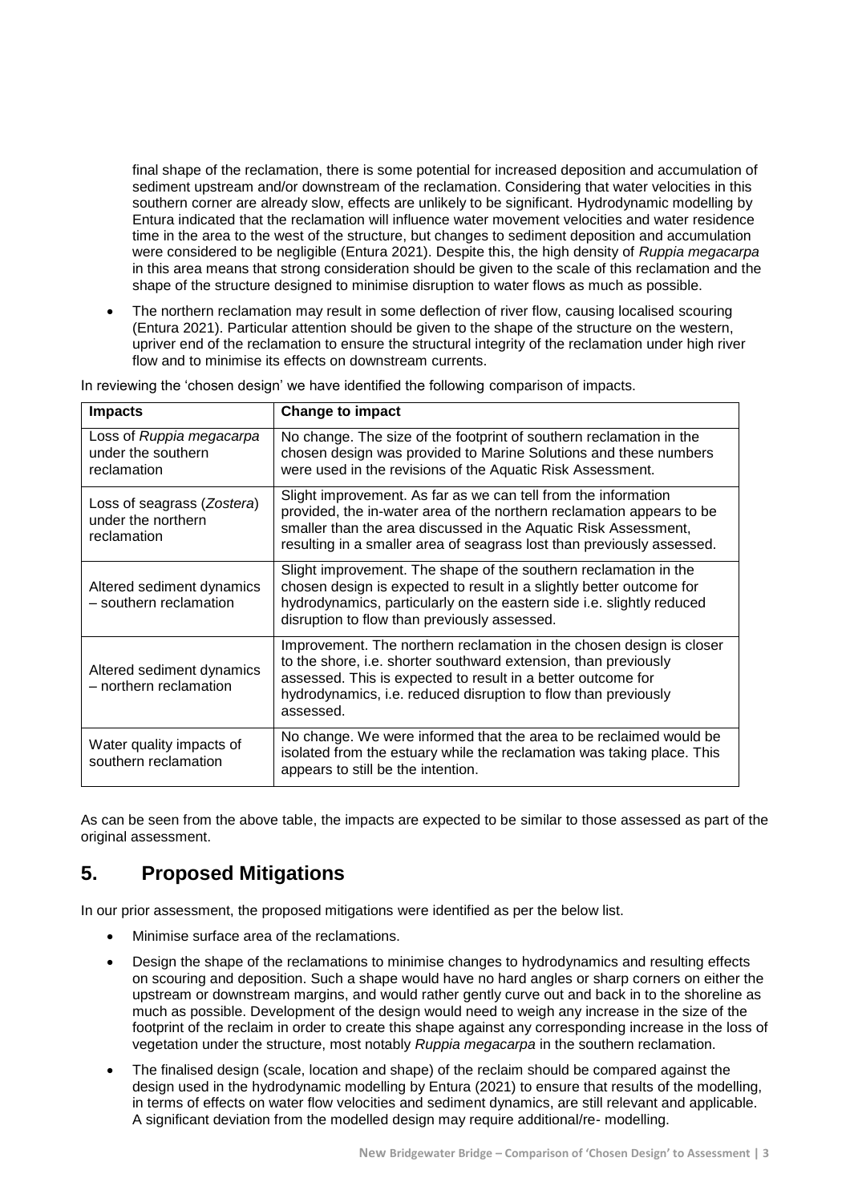final shape of the reclamation, there is some potential for increased deposition and accumulation of sediment upstream and/or downstream of the reclamation. Considering that water velocities in this southern corner are already slow, effects are unlikely to be significant. Hydrodynamic modelling by Entura indicated that the reclamation will influence water movement velocities and water residence time in the area to the west of the structure, but changes to sediment deposition and accumulation were considered to be negligible (Entura 2021). Despite this, the high density of *Ruppia megacarpa* in this area means that strong consideration should be given to the scale of this reclamation and the shape of the structure designed to minimise disruption to water flows as much as possible.

- The northern reclamation may result in some deflection of river flow, causing localised scouring (Entura 2021). Particular attention should be given to the shape of the structure on the western, upriver end of the reclamation to ensure the structural integrity of the reclamation under high river flow and to minimise its effects on downstream currents.

In reviewing the 'chosen design' we have identified the following comparison of impacts.

| Impacts | Change to impact |
| --- | --- |
| Loss of *Ruppia megacarpa* under the southern reclamation | No change. The size of the footprint of southern reclamation in the chosen design was provided to Marine Solutions and these numbers were used in the revisions of the Aquatic Risk Assessment. |
| Loss of seagrass (*Zostera*) under the northern reclamation | Slight improvement. As far as we can tell from the information provided, the in-water area of the northern reclamation appears to be smaller than the area discussed in the Aquatic Risk Assessment, resulting in a smaller area of seagrass lost than previously assessed. |
| Altered sediment dynamics – southern reclamation | Slight improvement. The shape of the southern reclamation in the chosen design is expected to result in a slightly better outcome for hydrodynamics, particularly on the eastern side i.e. slightly reduced disruption to flow than previously assessed. |
| Altered sediment dynamics – northern reclamation | Improvement. The northern reclamation in the chosen design is closer to the shore, i.e. shorter southward extension, than previously assessed. This is expected to result in a better outcome for hydrodynamics, i.e. reduced disruption to flow than previously assessed. |
| Water quality impacts of southern reclamation | No change. We were informed that the area to be reclaimed would be isolated from the estuary while the reclamation was taking place. This appears to still be the intention. |

As can be seen from the above table, the impacts are expected to be similar to those assessed as part of the original assessment.

## 5. Proposed Mitigations

In our prior assessment, the proposed mitigations were identified as per the below list.

- Minimise surface area of the reclamations.
- Design the shape of the reclamations to minimise changes to hydrodynamics and resulting effects on scouring and deposition. Such a shape would have no hard angles or sharp corners on either the upstream or downstream margins, and would rather gently curve out and back in to the shoreline as much as possible. Development of the design would need to weigh any increase in the size of the footprint of the reclaim in order to create this shape against any corresponding increase in the loss of vegetation under the structure, most notably *Ruppia megacarpa* in the southern reclamation.
- The finalised design (scale, location and shape) of the reclaim should be compared against the design used in the hydrodynamic modelling by Entura (2021) to ensure that results of the modelling, in terms of effects on water flow velocities and sediment dynamics, are still relevant and applicable. A significant deviation from the modelled design may require additional/re- modelling.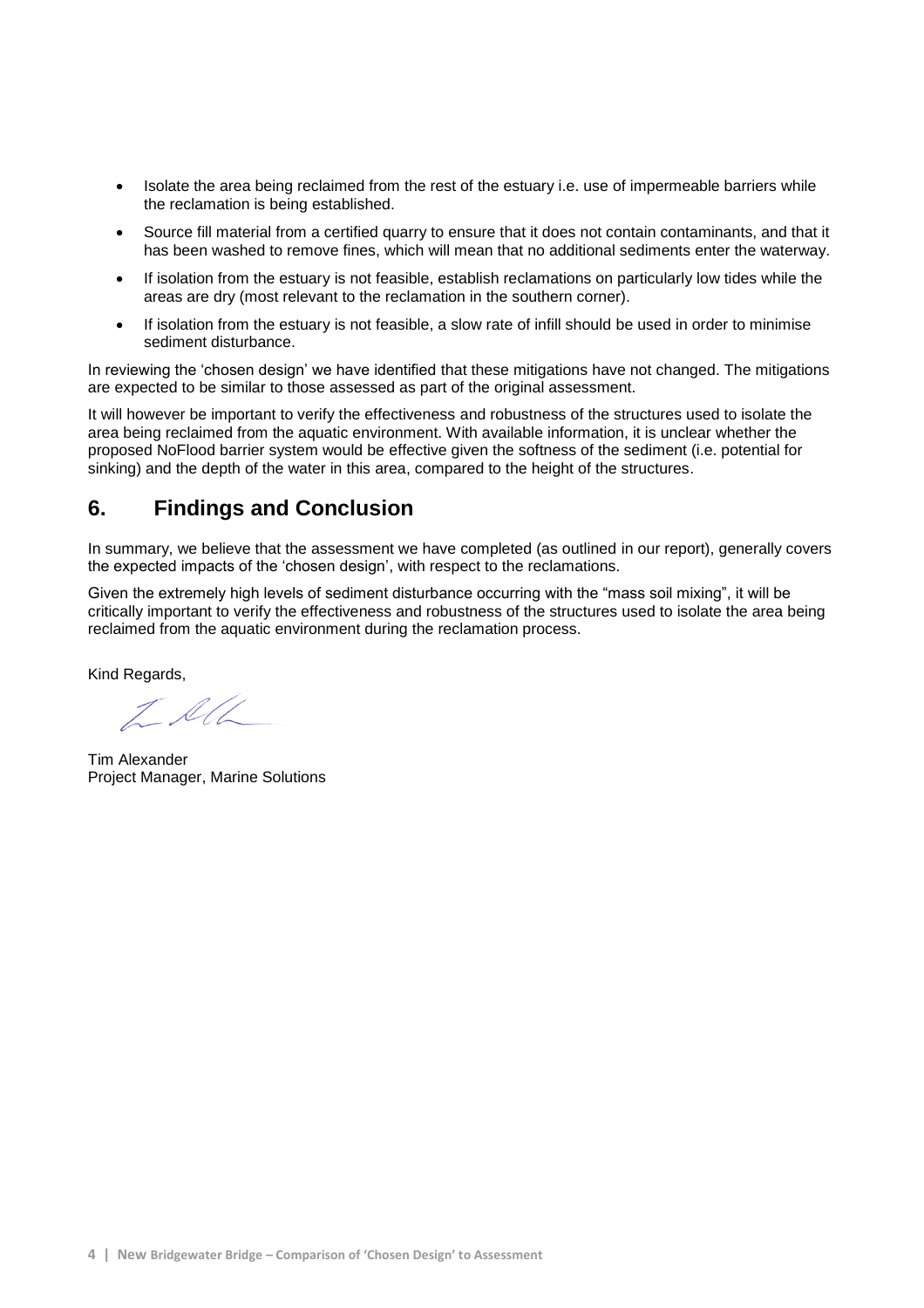- Isolate the area being reclaimed from the rest of the estuary i.e. use of impermeable barriers while the reclamation is being established.
- Source fill material from a certified quarry to ensure that it does not contain contaminants, and that it has been washed to remove fines, which will mean that no additional sediments enter the waterway.
- If isolation from the estuary is not feasible, establish reclamations on particularly low tides while the areas are dry (most relevant to the reclamation in the southern corner).
- If isolation from the estuary is not feasible, a slow rate of infill should be used in order to minimise sediment disturbance.

In reviewing the 'chosen design' we have identified that these mitigations have not changed. The mitigations are expected to be similar to those assessed as part of the original assessment.

It will however be important to verify the effectiveness and robustness of the structures used to isolate the area being reclaimed from the aquatic environment. With available information, it is unclear whether the proposed NoFlood barrier system would be effective given the softness of the sediment (i.e. potential for sinking) and the depth of the water in this area, compared to the height of the structures.

## 6. Findings and Conclusion

In summary, we believe that the assessment we have completed (as outlined in our report), generally covers the expected impacts of the 'chosen design', with respect to the reclamations.

Given the extremely high levels of sediment disturbance occurring with the "mass soil mixing", it will be critically important to verify the effectiveness and robustness of the structures used to isolate the area being reclaimed from the aquatic environment during the reclamation process.

Kind Regards,

Tim Alexander
Project Manager, Marine Solutions